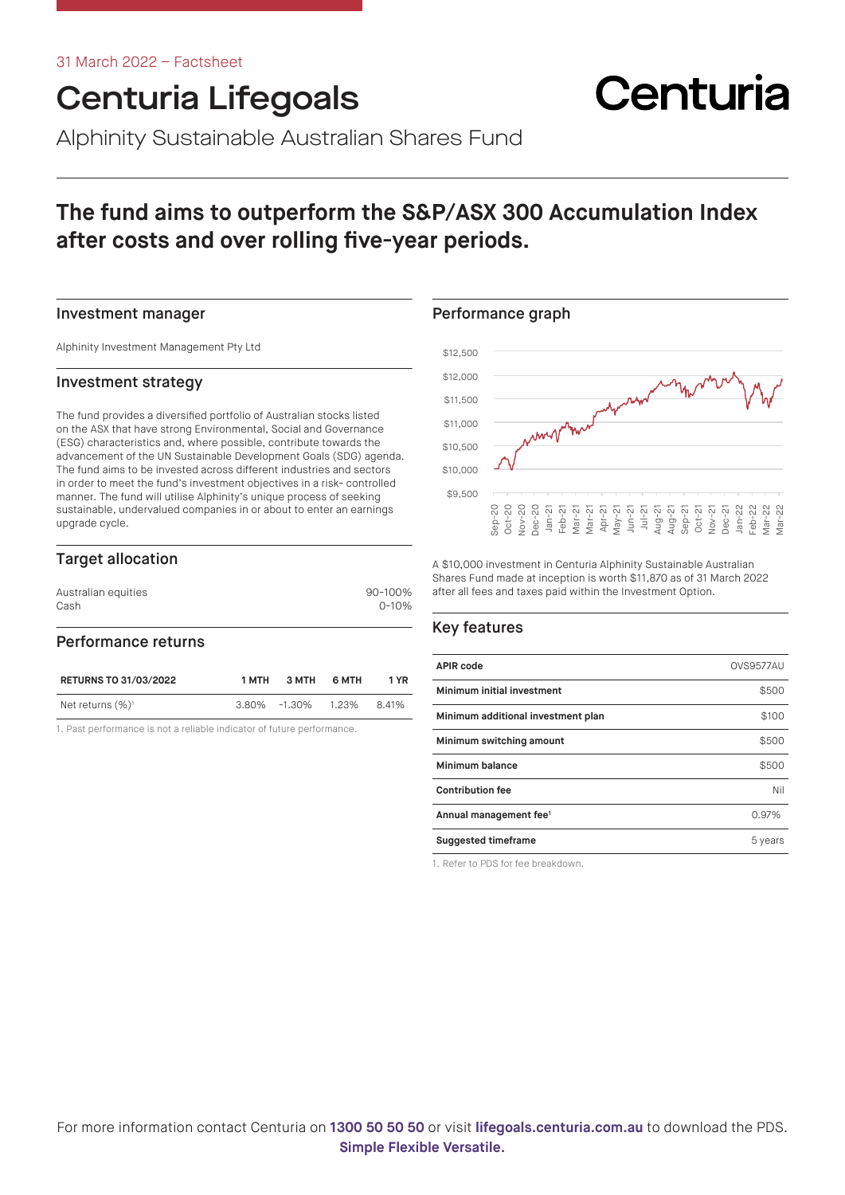31 March 2022 – Factsheet

# Centuria Lifegoals

Centuria

Alphinity Sustainable Australian Shares Fund

## The fund aims to outperform the S&P/ASX 300 Accumulation Index after costs and over rolling five-year periods.

### Investment manager

Alphinity Investment Management Pty Ltd

### Investment strategy

The fund provides a diversified portfolio of Australian stocks listed on the ASX that have strong Environmental, Social and Governance (ESG) characteristics and, where possible, contribute towards the advancement of the UN Sustainable Development Goals (SDG) agenda. The fund aims to be invested across different industries and sectors in order to meet the fund's investment objectives in a risk- controlled manner. The fund will utilise Alphinity's unique process of seeking sustainable, undervalued companies in or about to enter an earnings upgrade cycle.

### Target allocation

| | |
|---|---|
| Australian equities | 90-100% |
| Cash | 0-10% |

### Performance returns

| RETURNS TO 31/03/2022 | 1 MTH | 3 MTH | 6 MTH | 1 YR |
|---|---|---|---|---|
| Net returns (%)[1] | 3.80% | -1.30% | 1.23% | 8.41% |

1. Past performance is not a reliable indicator of future performance.

### Performance graph

A $10,000 investment in Centuria Alphinity Sustainable Australian Shares Fund made at inception is worth $11,870 as of 31 March 2022 after all fees and taxes paid within the Investment Option.

### Key features

| | |
|---|---|
| **APIR code** | OVS9577AU |
| **Minimum initial investment** | $500 |
| **Minimum additional investment plan** | $100 |
| **Minimum switching amount** | $500 |
| **Minimum balance** | $500 |
| **Contribution fee** | Nil |
| **Annual management fee**[1] | 0.97% |
| **Suggested timeframe** | 5 years |

1. Refer to PDS for fee breakdown.

For more information contact Centuria on **1300 50 50 50** or visit **lifegoals.centuria.com.au** to download the PDS.

**Simple Flexible Versatile.**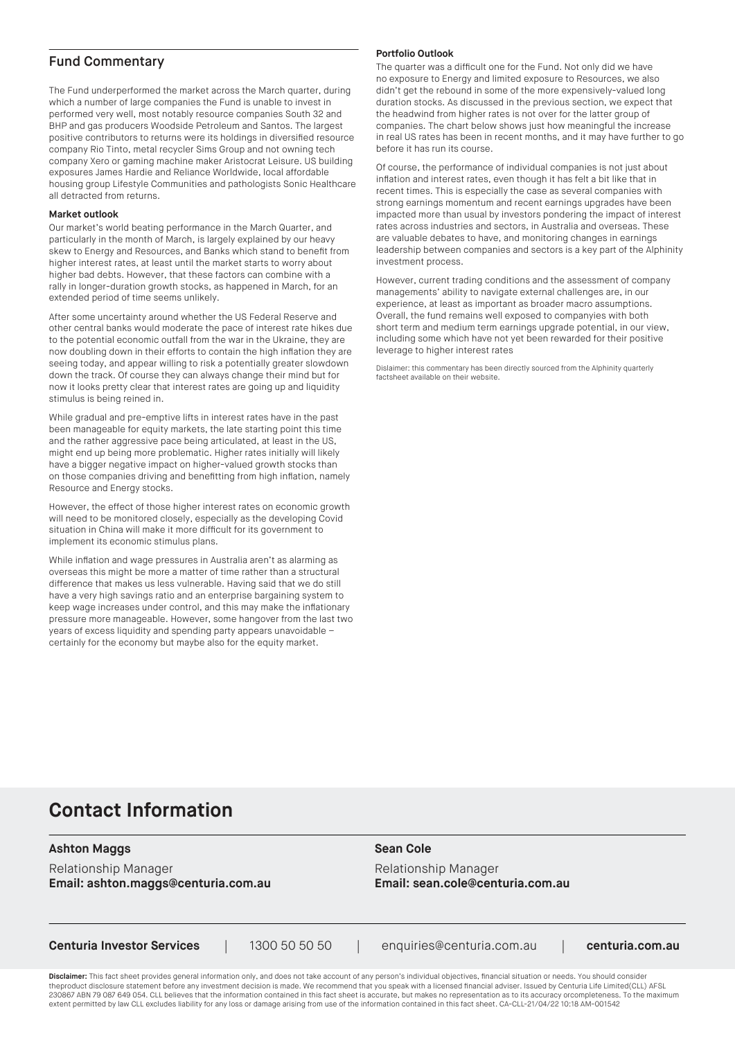## Fund Commentary

The Fund underperformed the market across the March quarter, during which a number of large companies the Fund is unable to invest in performed very well, most notably resource companies South 32 and BHP and gas producers Woodside Petroleum and Santos. The largest positive contributors to returns were its holdings in diversified resource company Rio Tinto, metal recycler Sims Group and not owning tech company Xero or gaming machine maker Aristocrat Leisure. US building exposures James Hardie and Reliance Worldwide, local affordable housing group Lifestyle Communities and pathologists Sonic Healthcare all detracted from returns.

### Market outlook

Our market's world beating performance in the March Quarter, and particularly in the month of March, is largely explained by our heavy skew to Energy and Resources, and Banks which stand to benefit from higher interest rates, at least until the market starts to worry about higher bad debts. However, that these factors can combine with a rally in longer-duration growth stocks, as happened in March, for an extended period of time seems unlikely.

After some uncertainty around whether the US Federal Reserve and other central banks would moderate the pace of interest rate hikes due to the potential economic outfall from the war in the Ukraine, they are now doubling down in their efforts to contain the high inflation they are seeing today, and appear willing to risk a potentially greater slowdown down the track. Of course they can always change their mind but for now it looks pretty clear that interest rates are going up and liquidity stimulus is being reined in.

While gradual and pre-emptive lifts in interest rates have in the past been manageable for equity markets, the late starting point this time and the rather aggressive pace being articulated, at least in the US, might end up being more problematic. Higher rates initially will likely have a bigger negative impact on higher-valued growth stocks than on those companies driving and benefitting from high inflation, namely Resource and Energy stocks.

However, the effect of those higher interest rates on economic growth will need to be monitored closely, especially as the developing Covid situation in China will make it more difficult for its government to implement its economic stimulus plans.

While inflation and wage pressures in Australia aren't as alarming as overseas this might be more a matter of time rather than a structural difference that makes us less vulnerable. Having said that we do still have a very high savings ratio and an enterprise bargaining system to keep wage increases under control, and this may make the inflationary pressure more manageable. However, some hangover from the last two years of excess liquidity and spending party appears unavoidable – certainly for the economy but maybe also for the equity market.

### Portfolio Outlook

The quarter was a difficult one for the Fund. Not only did we have no exposure to Energy and limited exposure to Resources, we also didn't get the rebound in some of the more expensively-valued long duration stocks. As discussed in the previous section, we expect that the headwind from higher rates is not over for the latter group of companies. The chart below shows just how meaningful the increase in real US rates has been in recent months, and it may have further to go before it has run its course.

Of course, the performance of individual companies is not just about inflation and interest rates, even though it has felt a bit like that in recent times. This is especially the case as several companies with strong earnings momentum and recent earnings upgrades have been impacted more than usual by investors pondering the impact of interest rates across industries and sectors, in Australia and overseas. These are valuable debates to have, and monitoring changes in earnings leadership between companies and sectors is a key part of the Alphinity investment process.

However, current trading conditions and the assessment of company managements' ability to navigate external challenges are, in our experience, at least as important as broader macro assumptions. Overall, the fund remains well exposed to companyies with both short term and medium term earnings upgrade potential, in our view, including some which have not yet been rewarded for their positive leverage to higher interest rates

Dislaimer: this commentary has been directly sourced from the Alphinity quarterly factsheet available on their website.

## Contact Information

**Ashton Maggs**
Relationship Manager
**Email: ashton.maggs@centuria.com.au**

**Sean Cole**
Relationship Manager
**Email: sean.cole@centuria.com.au**

**Centuria Investor Services** | 1300 50 50 50 | enquiries@centuria.com.au | **centuria.com.au**

**Disclaimer:** This fact sheet provides general information only, and does not take account of any person's individual objectives, financial situation or needs. You should consider theproduct disclosure statement before any investment decision is made. We recommend that you speak with a licensed financial adviser. Issued by Centuria Life Limited(CLL) AFSL 230867 ABN 79 087 649 054. CLL believes that the information contained in this fact sheet is accurate, but makes no representation as to its accuracy orcompleteness. To the maximum extent permitted by law CLL excludes liability for any loss or damage arising from use of the information contained in this fact sheet. CA-CLL-21/04/22 10:18 AM-001542